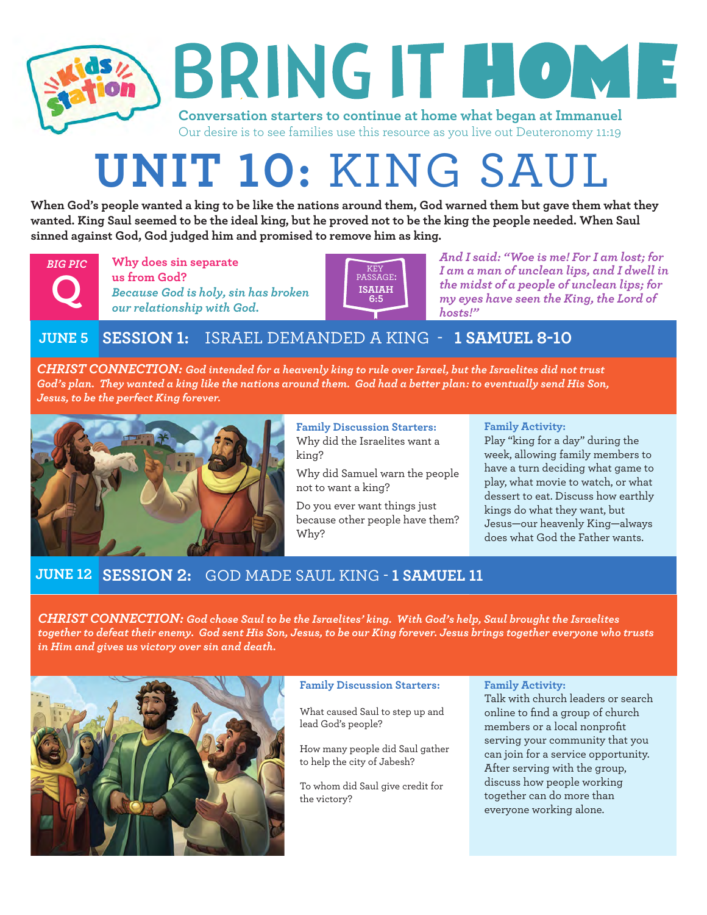Kids Station

# BRING IT HOME

**Conversation starters to continue at home what began at Immanuel**

Our desire is to see families use this resource as you live out Deuteronomy 11:19

# UNIT 10: KING SAUL

**When God's people wanted a king to be like the nations around them, God warned them but gave them what they wanted. King Saul seemed to be the ideal king, but he proved not to be the king the people needed. When Saul sinned against God, God judged him and promised to remove him as king.**

*BIG PIC* **Q**

**Why does sin separate us from God?**

***Because God is holy, sin has broken our relationship with God.***

KEY PASSAGE: **ISAIAH 6:5**

***And I said: "Woe is me! For I am lost; for I am a man of unclean lips, and I dwell in the midst of a people of unclean lips; for my eyes have seen the King, the Lord of hosts!"***

## JUNE 5 SESSION 1: ISRAEL DEMANDED A KING - 1 SAMUEL 8-10

***CHRIST CONNECTION:*** ***God intended for a heavenly king to rule over Israel, but the Israelites did not trust God's plan. They wanted a king like the nations around them. God had a better plan: to eventually send His Son, Jesus, to be the perfect King forever.***

**Family Discussion Starters:**

Why did the Israelites want a king?

Why did Samuel warn the people not to want a king?

Do you ever want things just because other people have them? Why?

**Family Activity:**

Play "king for a day" during the week, allowing family members to have a turn deciding what game to play, what movie to watch, or what dessert to eat. Discuss how earthly kings do what they want, but Jesus—our heavenly King—always does what God the Father wants.

## JUNE 12 SESSION 2: GOD MADE SAUL KING - 1 SAMUEL 11

***CHRIST CONNECTION:*** ***God chose Saul to be the Israelites' king. With God's help, Saul brought the Israelites together to defeat their enemy. God sent His Son, Jesus, to be our King forever. Jesus brings together everyone who trusts in Him and gives us victory over sin and death.***

**Family Discussion Starters:**

What caused Saul to step up and lead God's people?

How many people did Saul gather to help the city of Jabesh?

To whom did Saul give credit for the victory?

**Family Activity:**

Talk with church leaders or search online to find a group of church members or a local nonprofit serving your community that you can join for a service opportunity. After serving with the group, discuss how people working together can do more than everyone working alone.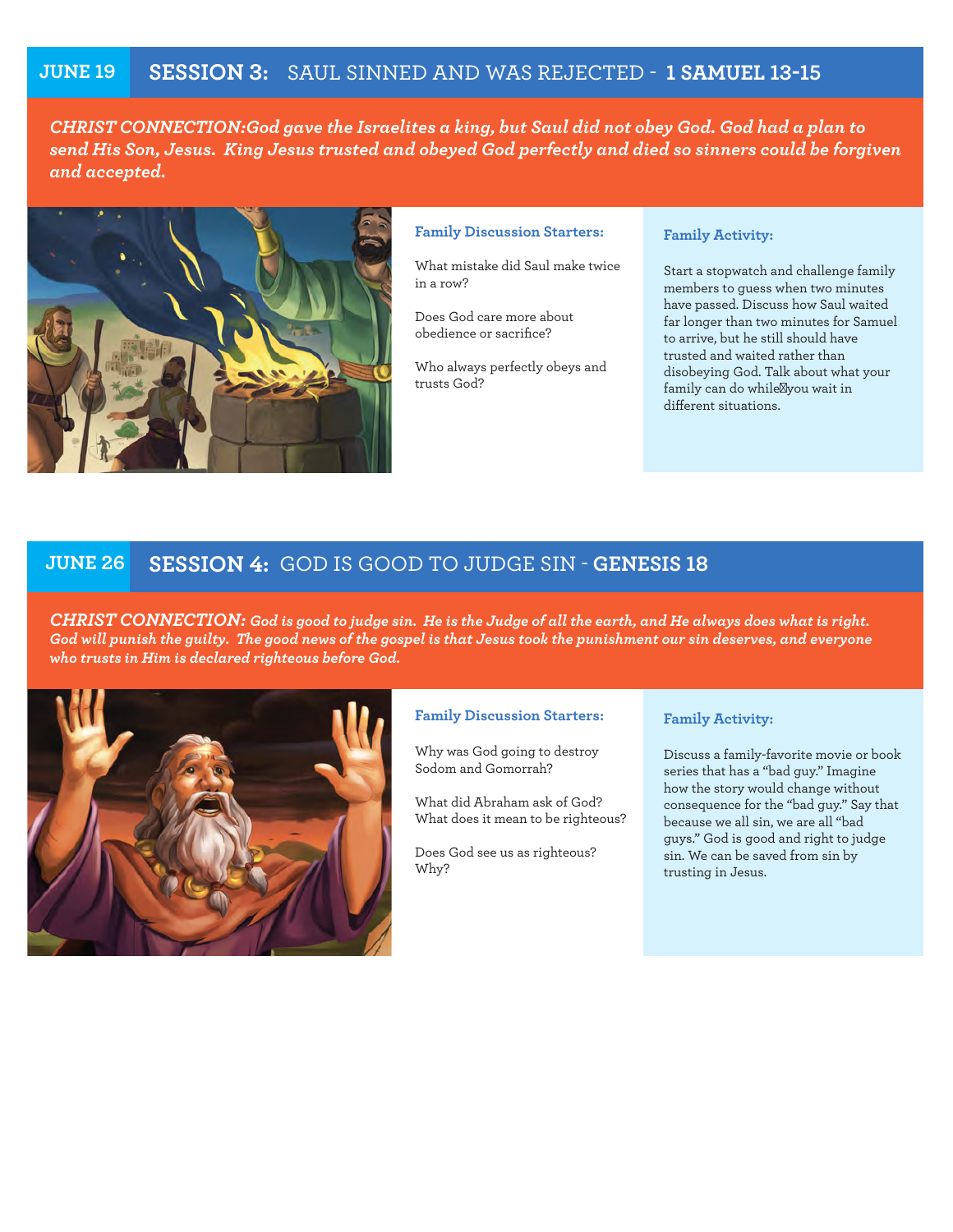## JUNE 19 SESSION 3: SAUL SINNED AND WAS REJECTED - 1 SAMUEL 13-15

***CHRIST CONNECTION:God gave the Israelites a king, but Saul did not obey God. God had a plan to send His Son, Jesus. King Jesus trusted and obeyed God perfectly and died so sinners could be forgiven and accepted.***

### Family Discussion Starters:

What mistake did Saul make twice in a row?

Does God care more about obedience or sacrifice?

Who always perfectly obeys and trusts God?

### Family Activity:

Start a stopwatch and challenge family members to guess when two minutes have passed. Discuss how Saul waited far longer than two minutes for Samuel to arrive, but he still should have trusted and waited rather than disobeying God. Talk about what your family can do while you wait in different situations.

## JUNE 26 SESSION 4: GOD IS GOOD TO JUDGE SIN - GENESIS 18

***CHRIST CONNECTION: God is good to judge sin. He is the Judge of all the earth, and He always does what is right. God will punish the guilty. The good news of the gospel is that Jesus took the punishment our sin deserves, and everyone who trusts in Him is declared righteous before God.***

### Family Discussion Starters:

Why was God going to destroy Sodom and Gomorrah?

What did Abraham ask of God? What does it mean to be righteous?

Does God see us as righteous? Why?

### Family Activity:

Discuss a family-favorite movie or book series that has a "bad guy." Imagine how the story would change without consequence for the "bad guy." Say that because we all sin, we are all "bad guys." God is good and right to judge sin. We can be saved from sin by trusting in Jesus.